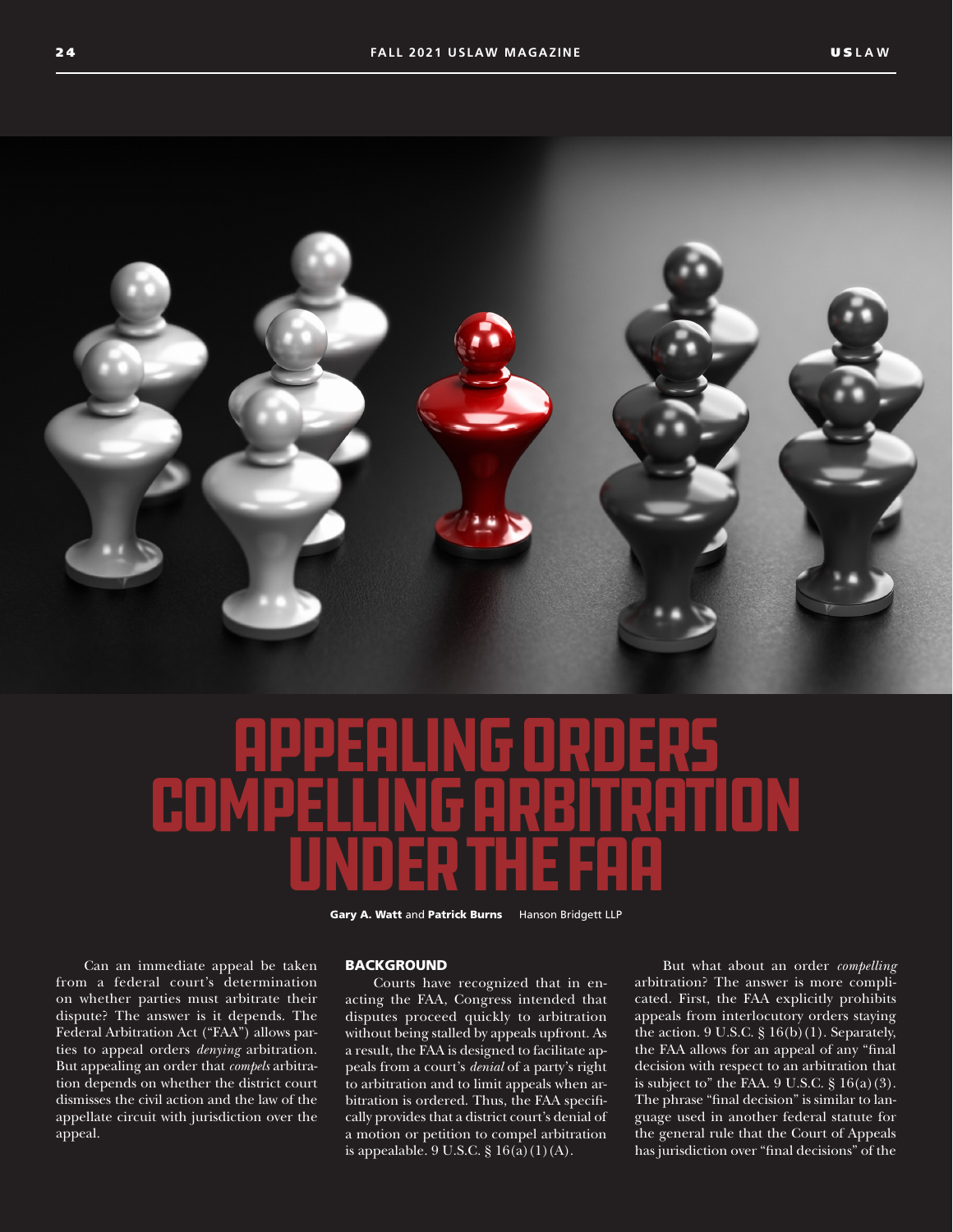# Appealing Orders Compelling Arbitration Under the FAA

**Gary A. Watt** and **Patrick Burns** Hanson Bridgett LLP

Can an immediate appeal be taken from a federal court's determination on whether parties must arbitrate their dispute? The answer is it depends. The Federal Arbitration Act ("FAA") allows parties to appeal orders *denying* arbitration. But appealing an order that *compels* arbitration depends on whether the district court dismisses the civil action and the law of the appellate circuit with jurisdiction over the appeal.

## BACKGROUND

Courts have recognized that in enacting the FAA, Congress intended that disputes proceed quickly to arbitration without being stalled by appeals upfront. As a result, the FAA is designed to facilitate appeals from a court's *denial* of a party's right to arbitration and to limit appeals when arbitration is ordered. Thus, the FAA specifically provides that a district court's denial of a motion or petition to compel arbitration is appealable. 9 U.S.C. § 16(a)(1)(A).

But what about an order *compelling* arbitration? The answer is more complicated. First, the FAA explicitly prohibits appeals from interlocutory orders staying the action. 9 U.S.C. § 16(b)(1). Separately, the FAA allows for an appeal of any "final decision with respect to an arbitration that is subject to" the FAA. 9 U.S.C. § 16(a)(3). The phrase "final decision" is similar to language used in another federal statute for the general rule that the Court of Appeals has jurisdiction over "final decisions" of the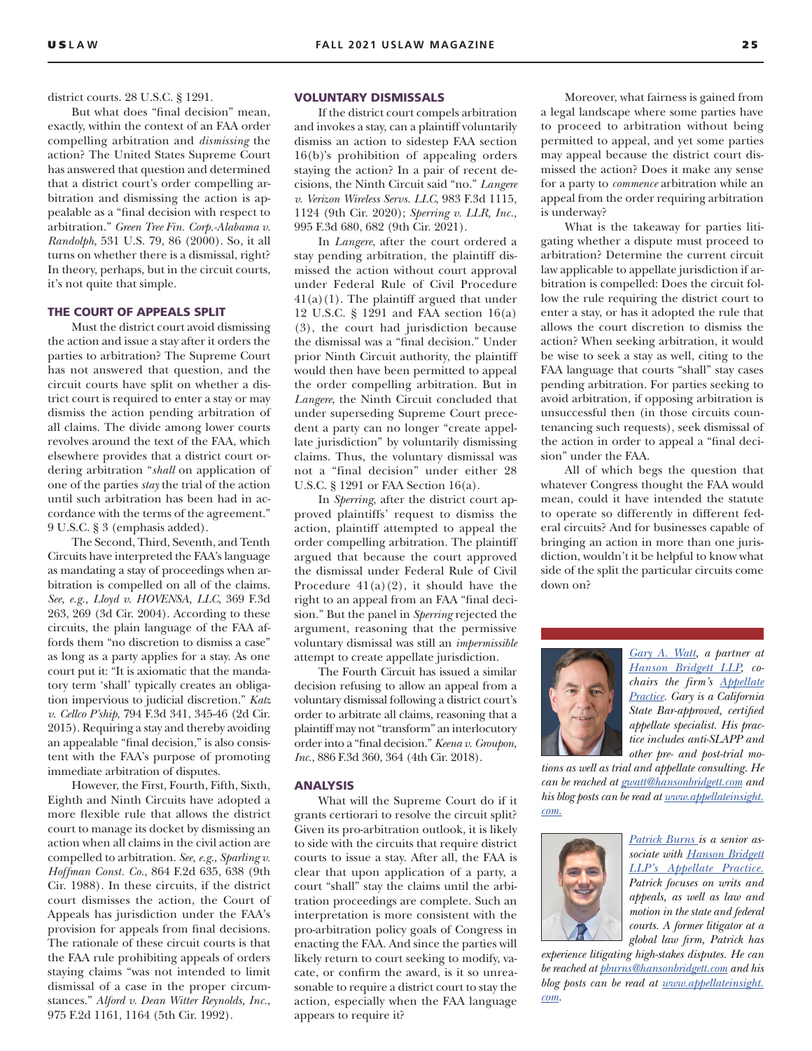district courts. 28 U.S.C. § 1291.

But what does "final decision" mean, exactly, within the context of an FAA order compelling arbitration and *dismissing* the action? The United States Supreme Court has answered that question and determined that a district court's order compelling arbitration and dismissing the action is appealable as a "final decision with respect to arbitration." *Green Tree Fin. Corp.-Alabama v. Randolph*, 531 U.S. 79, 86 (2000). So, it all turns on whether there is a dismissal, right? In theory, perhaps, but in the circuit courts, it's not quite that simple.

## THE COURT OF APPEALS SPLIT

Must the district court avoid dismissing the action and issue a stay after it orders the parties to arbitration? The Supreme Court has not answered that question, and the circuit courts have split on whether a district court is required to enter a stay or may dismiss the action pending arbitration of all claims. The divide among lower courts revolves around the text of the FAA, which elsewhere provides that a district court ordering arbitration "*shall* on application of one of the parties *stay* the trial of the action until such arbitration has been had in accordance with the terms of the agreement." 9 U.S.C. § 3 (emphasis added).

The Second, Third, Seventh, and Tenth Circuits have interpreted the FAA's language as mandating a stay of proceedings when arbitration is compelled on all of the claims. *See, e.g., Lloyd v. HOVENSA, LLC*, 369 F.3d 263, 269 (3d Cir. 2004). According to these circuits, the plain language of the FAA affords them "no discretion to dismiss a case" as long as a party applies for a stay. As one court put it: "It is axiomatic that the mandatory term 'shall' typically creates an obligation impervious to judicial discretion." *Katz v. Cellco P'ship*, 794 F.3d 341, 345-46 (2d Cir. 2015). Requiring a stay and thereby avoiding an appealable "final decision," is also consistent with the FAA's purpose of promoting immediate arbitration of disputes.

However, the First, Fourth, Fifth, Sixth, Eighth and Ninth Circuits have adopted a more flexible rule that allows the district court to manage its docket by dismissing an action when all claims in the civil action are compelled to arbitration. *See, e.g., Sparling v. Hoffman Const. Co.*, 864 F.2d 635, 638 (9th Cir. 1988). In these circuits, if the district court dismisses the action, the Court of Appeals has jurisdiction under the FAA's provision for appeals from final decisions. The rationale of these circuit courts is that the FAA rule prohibiting appeals of orders staying claims "was not intended to limit dismissal of a case in the proper circumstances." *Alford v. Dean Witter Reynolds, Inc.*, 975 F.2d 1161, 1164 (5th Cir. 1992).

## VOLUNTARY DISMISSALS

If the district court compels arbitration and invokes a stay, can a plaintiff voluntarily dismiss an action to sidestep FAA section 16(b)'s prohibition of appealing orders staying the action? In a pair of recent decisions, the Ninth Circuit said "no." *Langere v. Verizon Wireless Servs. LLC*, 983 F.3d 1115, 1124 (9th Cir. 2020); *Sperring v. LLR, Inc.*, 995 F.3d 680, 682 (9th Cir. 2021).

In *Langere*, after the court ordered a stay pending arbitration, the plaintiff dismissed the action without court approval under Federal Rule of Civil Procedure 41(a)(1). The plaintiff argued that under 12 U.S.C. § 1291 and FAA section 16(a)(3), the court had jurisdiction because the dismissal was a "final decision." Under prior Ninth Circuit authority, the plaintiff would then have been permitted to appeal the order compelling arbitration. But in *Langere*, the Ninth Circuit concluded that under superseding Supreme Court precedent a party can no longer "create appellate jurisdiction" by voluntarily dismissing claims. Thus, the voluntary dismissal was not a "final decision" under either 28 U.S.C. § 1291 or FAA Section 16(a).

In *Sperring*, after the district court approved plaintiffs' request to dismiss the action, plaintiff attempted to appeal the order compelling arbitration. The plaintiff argued that because the court approved the dismissal under Federal Rule of Civil Procedure 41(a)(2), it should have the right to an appeal from an FAA "final decision." But the panel in *Sperring* rejected the argument, reasoning that the permissive voluntary dismissal was still an *impermissible* attempt to create appellate jurisdiction.

The Fourth Circuit has issued a similar decision refusing to allow an appeal from a voluntary dismissal following a district court's order to arbitrate all claims, reasoning that a plaintiff may not "transform" an interlocutory order into a "final decision." *Keena v. Groupon, Inc.*, 886 F.3d 360, 364 (4th Cir. 2018).

## ANALYSIS

What will the Supreme Court do if it grants certiorari to resolve the circuit split? Given its pro-arbitration outlook, it is likely to side with the circuits that require district courts to issue a stay. After all, the FAA is clear that upon application of a party, a court "shall" stay the claims until the arbitration proceedings are complete. Such an interpretation is more consistent with the pro-arbitration policy goals of Congress in enacting the FAA. And since the parties will likely return to court seeking to modify, vacate, or confirm the award, is it so unreasonable to require a district court to stay the action, especially when the FAA language appears to require it?

Moreover, what fairness is gained from a legal landscape where some parties have to proceed to arbitration without being permitted to appeal, and yet some parties may appeal because the district court dismissed the action? Does it make any sense for a party to *commence* arbitration while an appeal from the order requiring arbitration is underway?

What is the takeaway for parties litigating whether a dispute must proceed to arbitration? Determine the current circuit law applicable to appellate jurisdiction if arbitration is compelled: Does the circuit follow the rule requiring the district court to enter a stay, or has it adopted the rule that allows the court discretion to dismiss the action? When seeking arbitration, it would be wise to seek a stay as well, citing to the FAA language that courts "shall" stay cases pending arbitration. For parties seeking to avoid arbitration, if opposing arbitration is unsuccessful then (in those circuits countenancing such requests), seek dismissal of the action in order to appeal a "final decision" under the FAA.

All of which begs the question that whatever Congress thought the FAA would mean, could it have intended the statute to operate so differently in different federal circuits? And for businesses capable of bringing an action in more than one jurisdiction, wouldn't it be helpful to know what side of the split the particular circuits come down on?

*Gary A. Watt, a partner at Hanson Bridgett LLP, co-chairs the firm's Appellate Practice. Gary is a California State Bar-approved, certified appellate specialist. His practice includes anti-SLAPP and other pre- and post-trial motions as well as trial and appellate consulting. He can be reached at gwatt@hansonbridgett.com and his blog posts can be read at www.appellateinsight.com.*

*Patrick Burns is a senior associate with Hanson Bridgett LLP's Appellate Practice. Patrick focuses on writs and appeals, as well as law and motion in the state and federal courts. A former litigator at a global law firm, Patrick has experience litigating high-stakes disputes. He can be reached at pburns@hansonbridgett.com and his blog posts can be read at www.appellateinsight.com.*